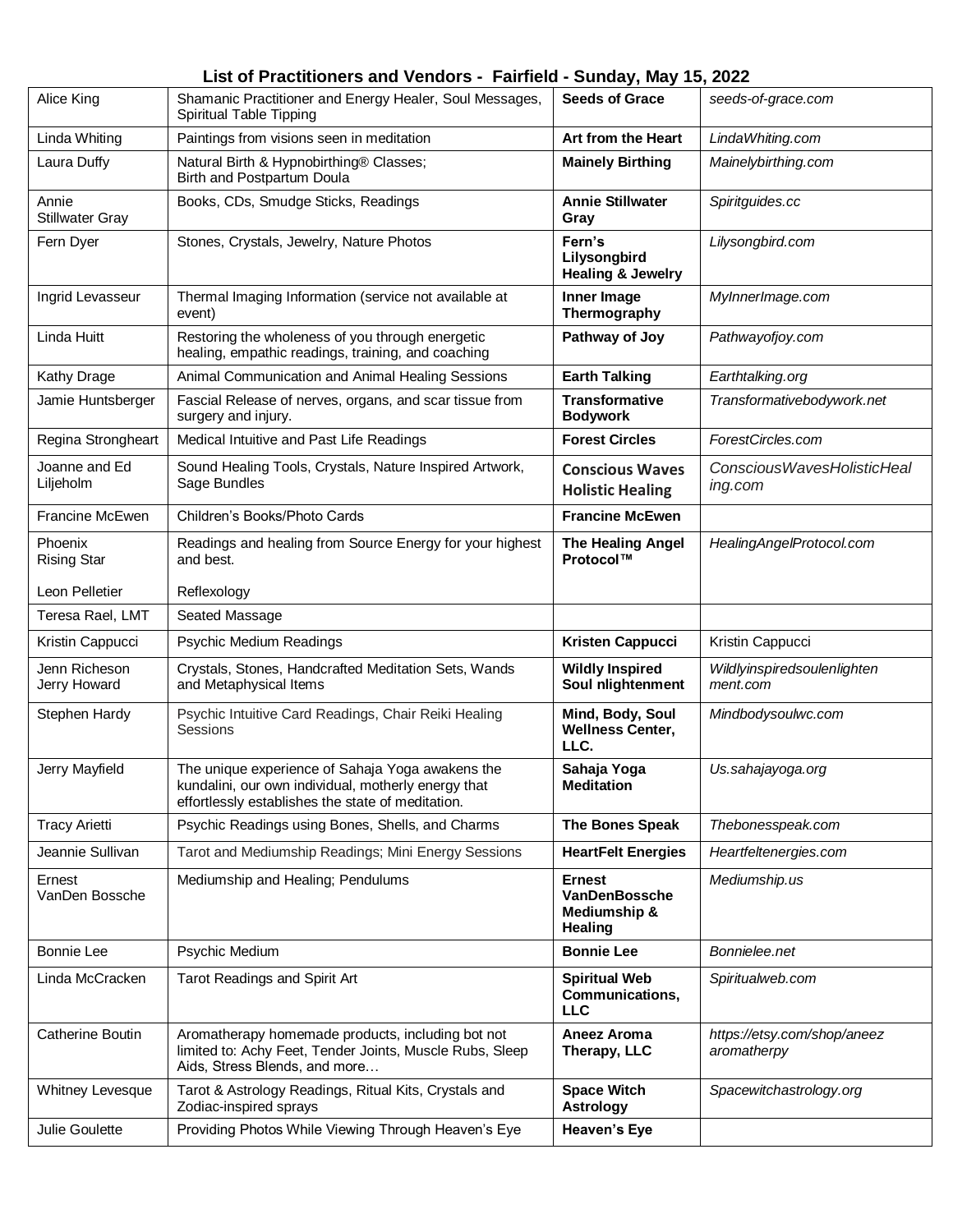## List of Practitioners and Vendors - Fairfield - Sunday, May 15, 2022

| | | | |
|---|---|---|---|
| Alice King | Shamanic Practitioner and Energy Healer, Soul Messages, Spiritual Table Tipping | **Seeds of Grace** | *seeds-of-grace.com* |
| Linda Whiting | Paintings from visions seen in meditation | **Art from the Heart** | *LindaWhiting.com* |
| Laura Duffy | Natural Birth & Hypnobirthing® Classes; Birth and Postpartum Doula | **Mainely Birthing** | *Mainelybirthing.com* |
| Annie Stillwater Gray | Books, CDs, Smudge Sticks, Readings | **Annie Stillwater Gray** | *Spiritguides.cc* |
| Fern Dyer | Stones, Crystals, Jewelry, Nature Photos | **Fern's Lilysongbird Healing & Jewelry** | *Lilysongbird.com* |
| Ingrid Levasseur | Thermal Imaging Information (service not available at event) | **Inner Image Thermography** | *MyInnerImage.com* |
| Linda Huitt | Restoring the wholeness of you through energetic healing, empathic readings, training, and coaching | **Pathway of Joy** | *Pathwayofjoy.com* |
| Kathy Drage | Animal Communication and Animal Healing Sessions | **Earth Talking** | *Earthtalking.org* |
| Jamie Huntsberger | Fascial Release of nerves, organs, and scar tissue from surgery and injury. | **Transformative Bodywork** | *Transformativebodywork.net* |
| Regina Strongheart | Medical Intuitive and Past Life Readings | **Forest Circles** | *ForestCircles.com* |
| Joanne and Ed Liljeholm | Sound Healing Tools, Crystals, Nature Inspired Artwork, Sage Bundles | **Conscious Waves Holistic Healing** | *ConsciousWavesHolisticHealing.com* |
| Francine McEwen | Children's Books/Photo Cards | **Francine McEwen** | |
| Phoenix Rising Star<br><br>Leon Pelletier | Readings and healing from Source Energy for your highest and best.<br><br>Reflexology | **The Healing Angel Protocol™** | *HealingAngelProtocol.com* |
| Teresa Rael, LMT | Seated Massage | | |
| Kristin Cappucci | Psychic Medium Readings | **Kristen Cappucci** | Kristin Cappucci |
| Jenn Richeson<br>Jerry Howard | Crystals, Stones, Handcrafted Meditation Sets, Wands and Metaphysical Items | **Wildly Inspired Soul nlightenment** | *Wildlyinspiredsoulenlightenment.com* |
| Stephen Hardy | Psychic Intuitive Card Readings, Chair Reiki Healing Sessions | **Mind, Body, Soul Wellness Center, LLC.** | *Mindbodysoulwc.com* |
| Jerry Mayfield | The unique experience of Sahaja Yoga awakens the kundalini, our own individual, motherly energy that effortlessly establishes the state of meditation. | **Sahaja Yoga Meditation** | *Us.sahajayoga.org* |
| Tracy Arietti | Psychic Readings using Bones, Shells, and Charms | **The Bones Speak** | *Thebonesspeak.com* |
| Jeannie Sullivan | Tarot and Mediumship Readings; Mini Energy Sessions | **HeartFelt Energies** | *Heartfeltenergies.com* |
| Ernest VanDen Bossche | Mediumship and Healing; Pendulums | **Ernest VanDenBossche Mediumship & Healing** | *Mediumship.us* |
| Bonnie Lee | Psychic Medium | **Bonnie Lee** | *Bonnielee.net* |
| Linda McCracken | Tarot Readings and Spirit Art | **Spiritual Web Communications, LLC** | *Spiritualweb.com* |
| Catherine Boutin | Aromatherapy homemade products, including bot not limited to: Achy Feet, Tender Joints, Muscle Rubs, Sleep Aids, Stress Blends, and more… | **Aneez Aroma Therapy, LLC** | *https://etsy.com/shop/aneez aromatherpy* |
| Whitney Levesque | Tarot & Astrology Readings, Ritual Kits, Crystals and Zodiac-inspired sprays | **Space Witch Astrology** | *Spacewitchastrology.org* |
| Julie Goulette | Providing Photos While Viewing Through Heaven's Eye | **Heaven's Eye** | |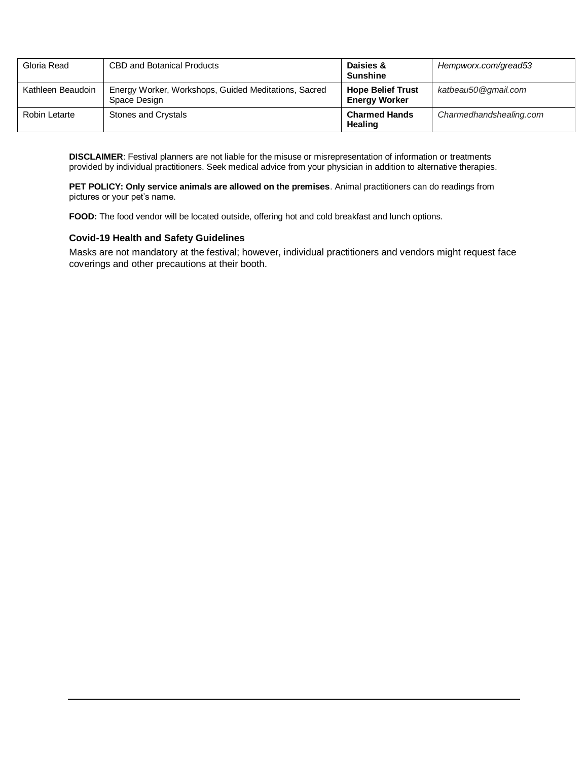| | | | |
|---|---|---|---|
| Gloria Read | CBD and Botanical Products | **Daisies & Sunshine** | *Hempworx.com/gread53* |
| Kathleen Beaudoin | Energy Worker, Workshops, Guided Meditations, Sacred Space Design | **Hope Belief Trust Energy Worker** | *katbeau50@gmail.com* |
| Robin Letarte | Stones and Crystals | **Charmed Hands Healing** | *Charmedhandshealing.com* |

**DISCLAIMER**: Festival planners are not liable for the misuse or misrepresentation of information or treatments provided by individual practitioners. Seek medical advice from your physician in addition to alternative therapies.

**PET POLICY: Only service animals are allowed on the premises**. Animal practitioners can do readings from pictures or your pet's name.

**FOOD:** The food vendor will be located outside, offering hot and cold breakfast and lunch options.

### Covid-19 Health and Safety Guidelines

Masks are not mandatory at the festival; however, individual practitioners and vendors might request face coverings and other precautions at their booth.